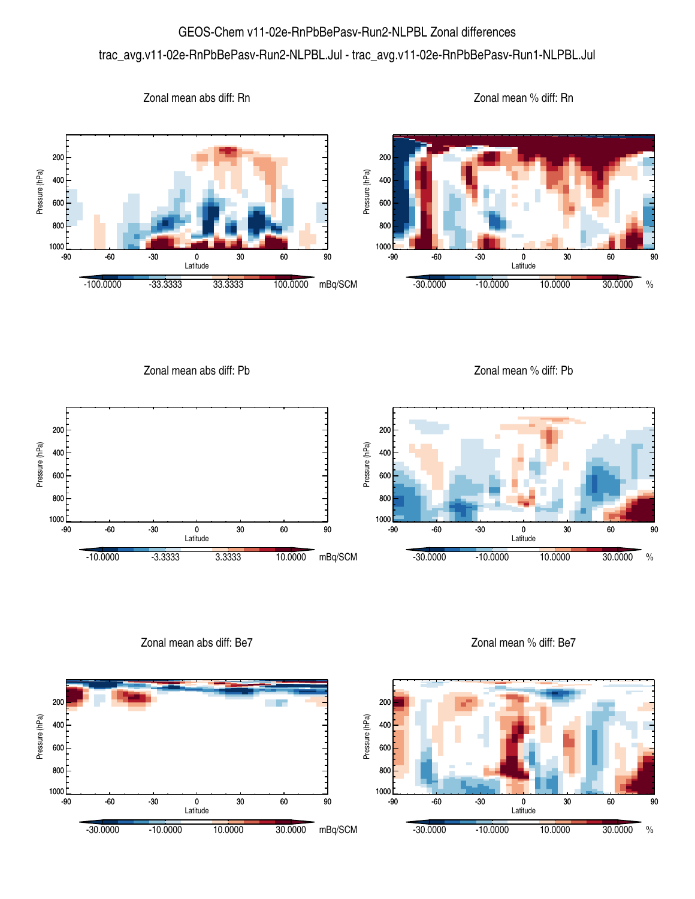# GEOS-Chem v11-02e-RnPbBePasv-Run2-NLPBL Zonal differences

trac_avg.v11-02e-RnPbBePasv-Run2-NLPBL.Jul - trac_avg.v11-02e-RnPbBePasv-Run1-NLPBL.Jul

Zonal mean abs diff: Rn

Zonal mean % diff: Rn

Zonal mean abs diff: Pb

Zonal mean % diff: Pb

Zonal mean abs diff: Be7

Zonal mean % diff: Be7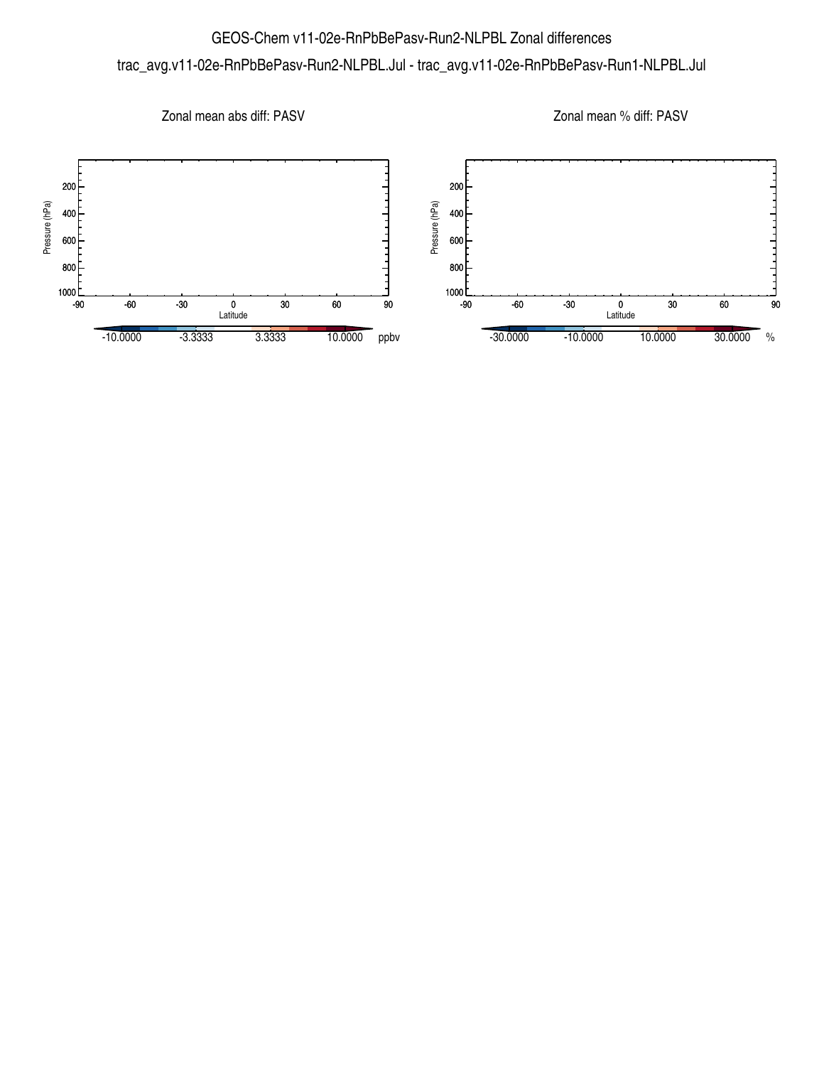GEOS-Chem v11-02e-RnPbBePasv-Run2-NLPBL Zonal differences

trac_avg.v11-02e-RnPbBePasv-Run2-NLPBL.Jul - trac_avg.v11-02e-RnPbBePasv-Run1-NLPBL.Jul

Zonal mean abs diff: PASV

Pressure (hPa)

200
400
600
800
1000

-90 -60 -30 0 30 60 90

Latitude

-10.0000 -3.3333 3.3333 10.0000 ppbv

Zonal mean % diff: PASV

Pressure (hPa)

200
400
600
800
1000

-90 -60 -30 0 30 60 90

Latitude

-30.0000 -10.0000 10.0000 30.0000 %